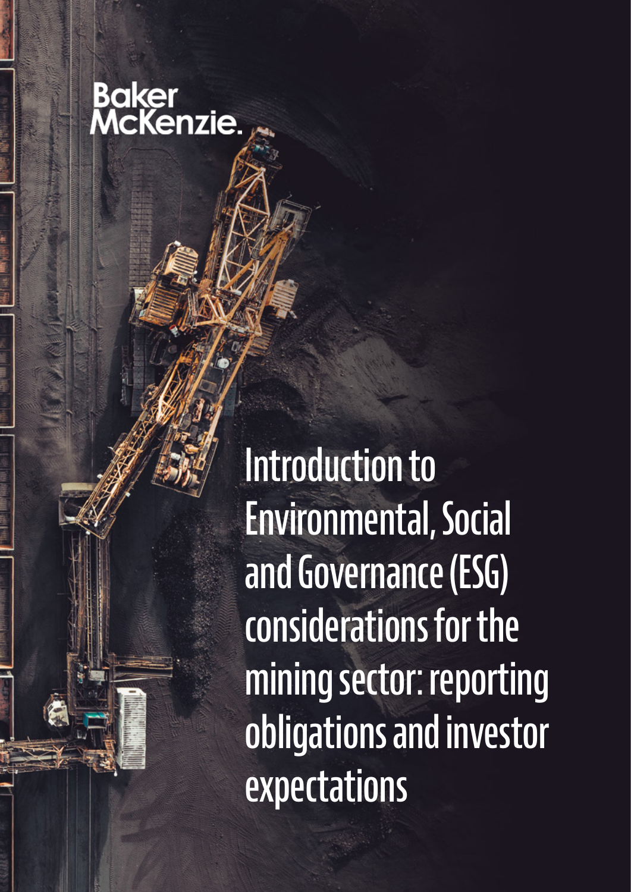Baker McKenzie.

# Introduction to Environmental, Social and Governance (ESG) considerations for the mining sector: reporting obligations and investor expectations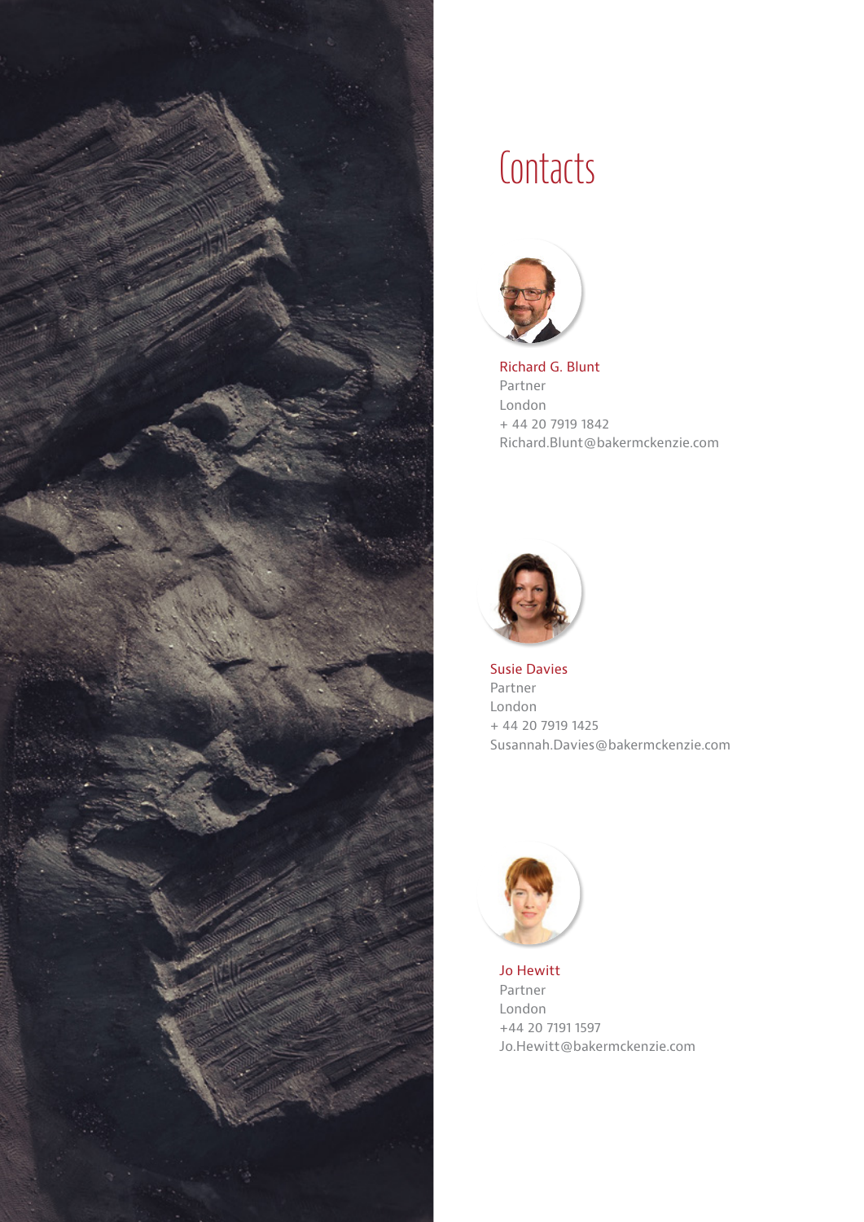# Contacts

Richard G. Blunt
Partner
London
+ 44 20 7919 1842
Richard.Blunt@bakermckenzie.com

Susie Davies
Partner
London
+ 44 20 7919 1425
Susannah.Davies@bakermckenzie.com

Jo Hewitt
Partner
London
+44 20 7191 1597
Jo.Hewitt@bakermckenzie.com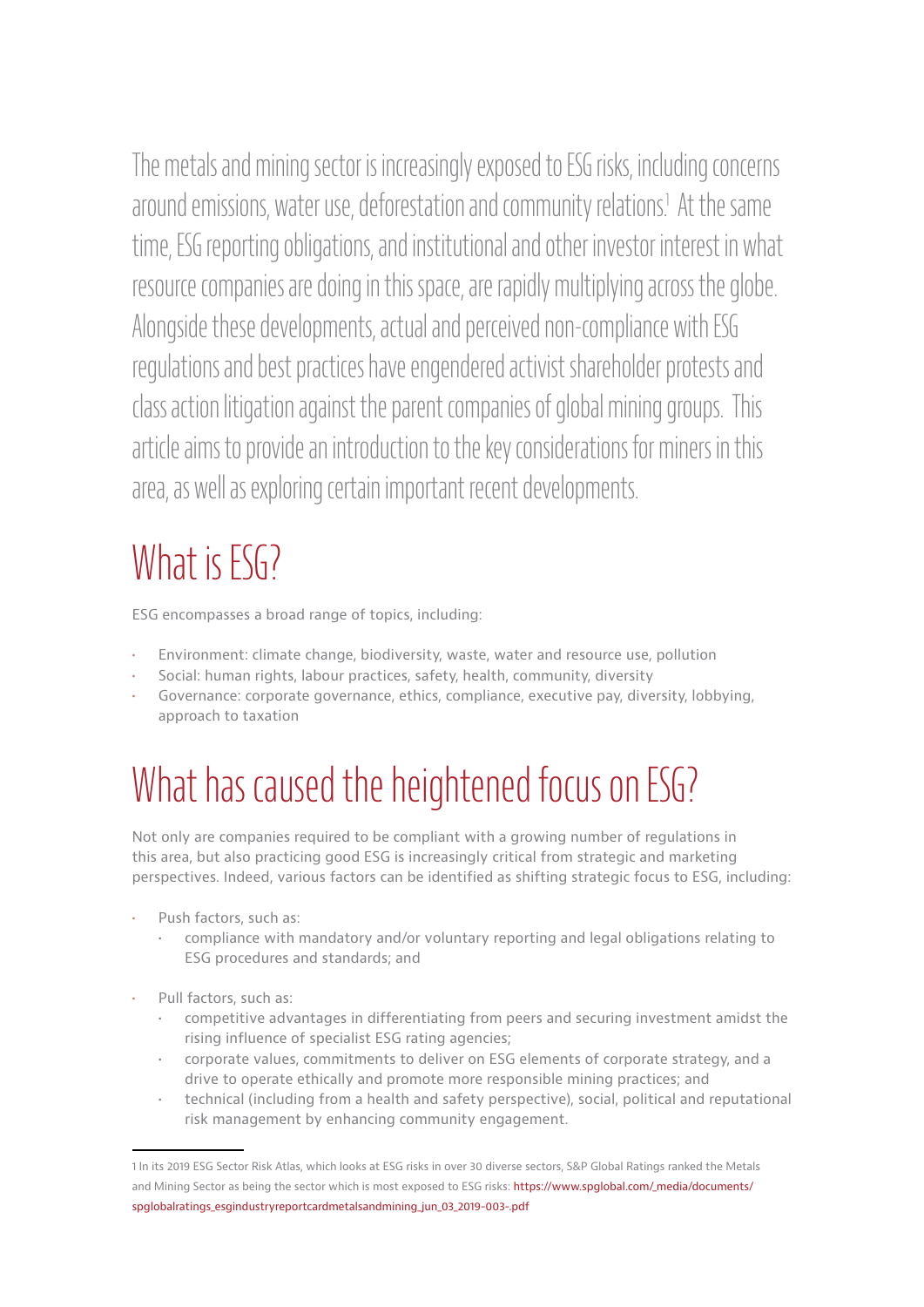The metals and mining sector is increasingly exposed to ESG risks, including concerns around emissions, water use, deforestation and community relations.[1] At the same time, ESG reporting obligations, and institutional and other investor interest in what resource companies are doing in this space, are rapidly multiplying across the globe. Alongside these developments, actual and perceived non-compliance with ESG regulations and best practices have engendered activist shareholder protests and class action litigation against the parent companies of global mining groups. This article aims to provide an introduction to the key considerations for miners in this area, as well as exploring certain important recent developments.

# What is ESG?

ESG encompasses a broad range of topics, including:

- Environment: climate change, biodiversity, waste, water and resource use, pollution
- Social: human rights, labour practices, safety, health, community, diversity
- Governance: corporate governance, ethics, compliance, executive pay, diversity, lobbying, approach to taxation

# What has caused the heightened focus on ESG?

Not only are companies required to be compliant with a growing number of regulations in this area, but also practicing good ESG is increasingly critical from strategic and marketing perspectives. Indeed, various factors can be identified as shifting strategic focus to ESG, including:

- Push factors, such as:
  - compliance with mandatory and/or voluntary reporting and legal obligations relating to ESG procedures and standards; and
- Pull factors, such as:
  - competitive advantages in differentiating from peers and securing investment amidst the rising influence of specialist ESG rating agencies;
  - corporate values, commitments to deliver on ESG elements of corporate strategy, and a drive to operate ethically and promote more responsible mining practices; and
  - technical (including from a health and safety perspective), social, political and reputational risk management by enhancing community engagement.

---

1 In its 2019 ESG Sector Risk Atlas, which looks at ESG risks in over 30 diverse sectors, S&P Global Ratings ranked the Metals and Mining Sector as being the sector which is most exposed to ESG risks: https://www.spglobal.com/_media/documents/spglobalratings_esgindustryreportcardmetalsandmining_jun_03_2019-003-.pdf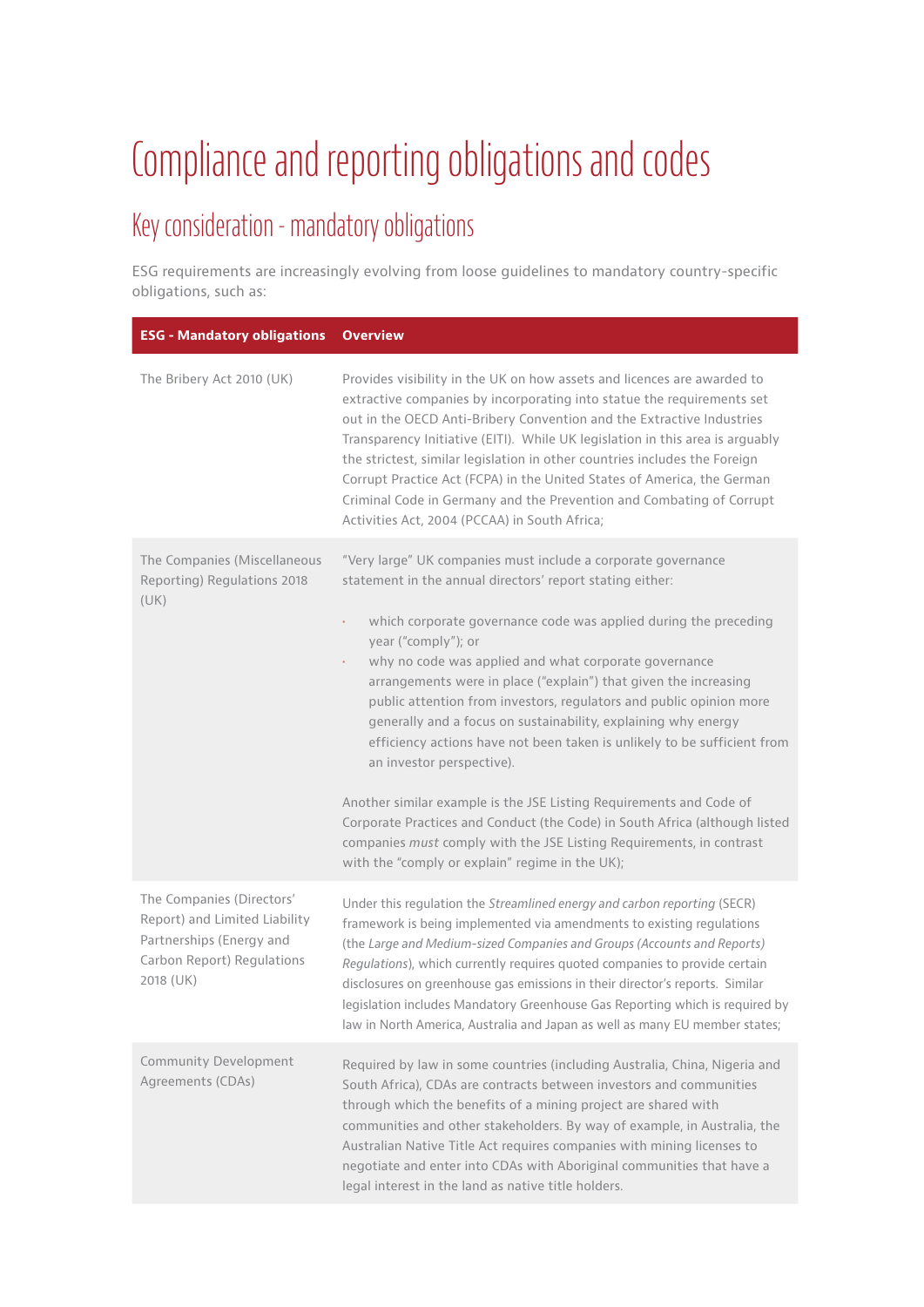# Compliance and reporting obligations and codes

## Key consideration - mandatory obligations

ESG requirements are increasingly evolving from loose guidelines to mandatory country-specific obligations, such as:

| ESG - Mandatory obligations | Overview |
|---|---|
| The Bribery Act 2010 (UK) | Provides visibility in the UK on how assets and licences are awarded to extractive companies by incorporating into statue the requirements set out in the OECD Anti-Bribery Convention and the Extractive Industries Transparency Initiative (EITI). While UK legislation in this area is arguably the strictest, similar legislation in other countries includes the Foreign Corrupt Practice Act (FCPA) in the United States of America, the German Criminal Code in Germany and the Prevention and Combating of Corrupt Activities Act, 2004 (PCCAA) in South Africa; |
| The Companies (Miscellaneous Reporting) Regulations 2018 (UK) | "Very large" UK companies must include a corporate governance statement in the annual directors' report stating either: <br>• which corporate governance code was applied during the preceding year ("comply"); or <br>• why no code was applied and what corporate governance arrangements were in place ("explain") that given the increasing public attention from investors, regulators and public opinion more generally and a focus on sustainability, explaining why energy efficiency actions have not been taken is unlikely to be sufficient from an investor perspective). <br><br>Another similar example is the JSE Listing Requirements and Code of Corporate Practices and Conduct (the Code) in South Africa (although listed companies *must* comply with the JSE Listing Requirements, in contrast with the "comply or explain" regime in the UK); |
| The Companies (Directors' Report) and Limited Liability Partnerships (Energy and Carbon Report) Regulations 2018 (UK) | Under this regulation the *Streamlined energy and carbon reporting* (SECR) framework is being implemented via amendments to existing regulations (the *Large and Medium-sized Companies and Groups (Accounts and Reports) Regulations*), which currently requires quoted companies to provide certain disclosures on greenhouse gas emissions in their director's reports. Similar legislation includes Mandatory Greenhouse Gas Reporting which is required by law in North America, Australia and Japan as well as many EU member states; |
| Community Development Agreements (CDAs) | Required by law in some countries (including Australia, China, Nigeria and South Africa), CDAs are contracts between investors and communities through which the benefits of a mining project are shared with communities and other stakeholders. By way of example, in Australia, the Australian Native Title Act requires companies with mining licenses to negotiate and enter into CDAs with Aboriginal communities that have a legal interest in the land as native title holders. |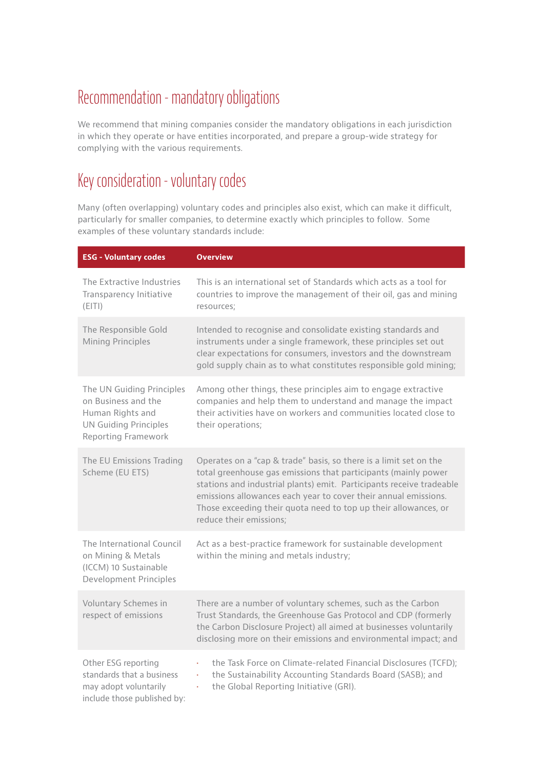## Recommendation - mandatory obligations

We recommend that mining companies consider the mandatory obligations in each jurisdiction in which they operate or have entities incorporated, and prepare a group-wide strategy for complying with the various requirements.

## Key consideration - voluntary codes

Many (often overlapping) voluntary codes and principles also exist, which can make it difficult, particularly for smaller companies, to determine exactly which principles to follow. Some examples of these voluntary standards include:

| ESG - Voluntary codes | Overview |
|---|---|
| The Extractive Industries Transparency Initiative (EITI) | This is an international set of Standards which acts as a tool for countries to improve the management of their oil, gas and mining resources; |
| The Responsible Gold Mining Principles | Intended to recognise and consolidate existing standards and instruments under a single framework, these principles set out clear expectations for consumers, investors and the downstream gold supply chain as to what constitutes responsible gold mining; |
| The UN Guiding Principles on Business and the Human Rights and UN Guiding Principles Reporting Framework | Among other things, these principles aim to engage extractive companies and help them to understand and manage the impact their activities have on workers and communities located close to their operations; |
| The EU Emissions Trading Scheme (EU ETS) | Operates on a "cap & trade" basis, so there is a limit set on the total greenhouse gas emissions that participants (mainly power stations and industrial plants) emit. Participants receive tradeable emissions allowances each year to cover their annual emissions. Those exceeding their quota need to top up their allowances, or reduce their emissions; |
| The International Council on Mining & Metals (ICCM) 10 Sustainable Development Principles | Act as a best-practice framework for sustainable development within the mining and metals industry; |
| Voluntary Schemes in respect of emissions | There are a number of voluntary schemes, such as the Carbon Trust Standards, the Greenhouse Gas Protocol and CDP (formerly the Carbon Disclosure Project) all aimed at businesses voluntarily disclosing more on their emissions and environmental impact; and |
| Other ESG reporting standards that a business may adopt voluntarily include those published by: | · the Task Force on Climate-related Financial Disclosures (TCFD);<br>· the Sustainability Accounting Standards Board (SASB); and<br>· the Global Reporting Initiative (GRI). |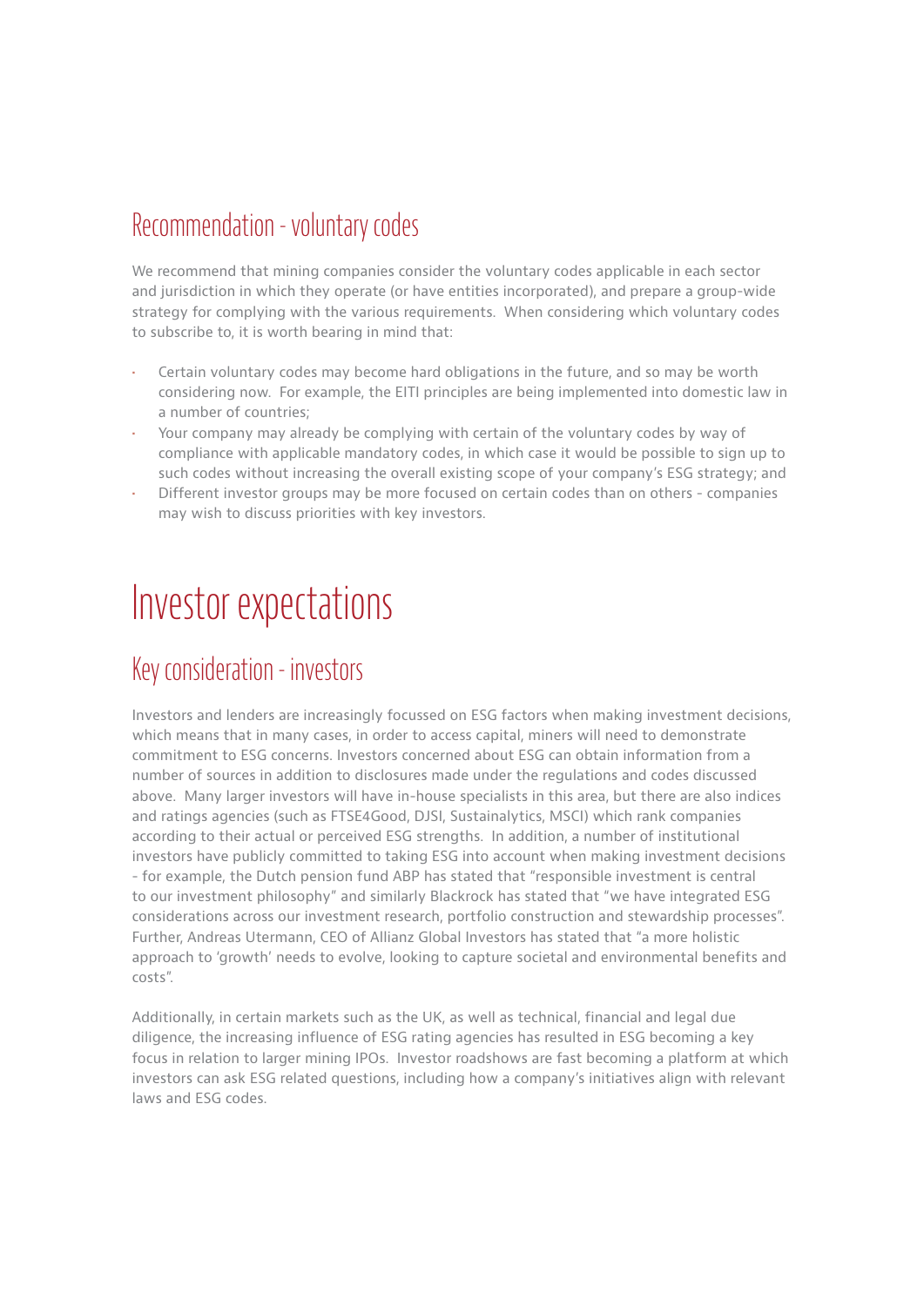## Recommendation - voluntary codes

We recommend that mining companies consider the voluntary codes applicable in each sector and jurisdiction in which they operate (or have entities incorporated), and prepare a group-wide strategy for complying with the various requirements. When considering which voluntary codes to subscribe to, it is worth bearing in mind that:

- Certain voluntary codes may become hard obligations in the future, and so may be worth considering now. For example, the EITI principles are being implemented into domestic law in a number of countries;
- Your company may already be complying with certain of the voluntary codes by way of compliance with applicable mandatory codes, in which case it would be possible to sign up to such codes without increasing the overall existing scope of your company's ESG strategy; and
- Different investor groups may be more focused on certain codes than on others - companies may wish to discuss priorities with key investors.

# Investor expectations

## Key consideration - investors

Investors and lenders are increasingly focussed on ESG factors when making investment decisions, which means that in many cases, in order to access capital, miners will need to demonstrate commitment to ESG concerns. Investors concerned about ESG can obtain information from a number of sources in addition to disclosures made under the regulations and codes discussed above. Many larger investors will have in-house specialists in this area, but there are also indices and ratings agencies (such as FTSE4Good, DJSI, Sustainalytics, MSCI) which rank companies according to their actual or perceived ESG strengths. In addition, a number of institutional investors have publicly committed to taking ESG into account when making investment decisions - for example, the Dutch pension fund ABP has stated that "responsible investment is central to our investment philosophy" and similarly Blackrock has stated that "we have integrated ESG considerations across our investment research, portfolio construction and stewardship processes". Further, Andreas Utermann, CEO of Allianz Global Investors has stated that "a more holistic approach to 'growth' needs to evolve, looking to capture societal and environmental benefits and costs".

Additionally, in certain markets such as the UK, as well as technical, financial and legal due diligence, the increasing influence of ESG rating agencies has resulted in ESG becoming a key focus in relation to larger mining IPOs. Investor roadshows are fast becoming a platform at which investors can ask ESG related questions, including how a company's initiatives align with relevant laws and ESG codes.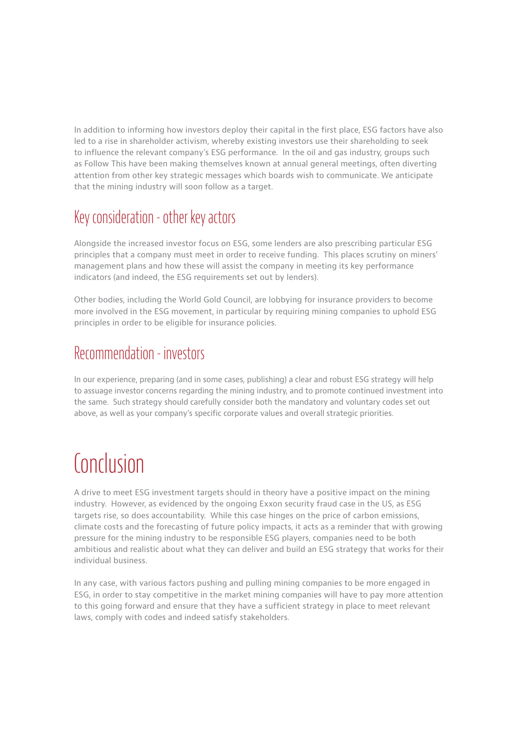In addition to informing how investors deploy their capital in the first place, ESG factors have also led to a rise in shareholder activism, whereby existing investors use their shareholding to seek to influence the relevant company's ESG performance. In the oil and gas industry, groups such as Follow This have been making themselves known at annual general meetings, often diverting attention from other key strategic messages which boards wish to communicate. We anticipate that the mining industry will soon follow as a target.

## Key consideration - other key actors

Alongside the increased investor focus on ESG, some lenders are also prescribing particular ESG principles that a company must meet in order to receive funding. This places scrutiny on miners' management plans and how these will assist the company in meeting its key performance indicators (and indeed, the ESG requirements set out by lenders).

Other bodies, including the World Gold Council, are lobbying for insurance providers to become more involved in the ESG movement, in particular by requiring mining companies to uphold ESG principles in order to be eligible for insurance policies.

## Recommendation - investors

In our experience, preparing (and in some cases, publishing) a clear and robust ESG strategy will help to assuage investor concerns regarding the mining industry, and to promote continued investment into the same. Such strategy should carefully consider both the mandatory and voluntary codes set out above, as well as your company's specific corporate values and overall strategic priorities.

# Conclusion

A drive to meet ESG investment targets should in theory have a positive impact on the mining industry. However, as evidenced by the ongoing Exxon security fraud case in the US, as ESG targets rise, so does accountability. While this case hinges on the price of carbon emissions, climate costs and the forecasting of future policy impacts, it acts as a reminder that with growing pressure for the mining industry to be responsible ESG players, companies need to be both ambitious and realistic about what they can deliver and build an ESG strategy that works for their individual business.

In any case, with various factors pushing and pulling mining companies to be more engaged in ESG, in order to stay competitive in the market mining companies will have to pay more attention to this going forward and ensure that they have a sufficient strategy in place to meet relevant laws, comply with codes and indeed satisfy stakeholders.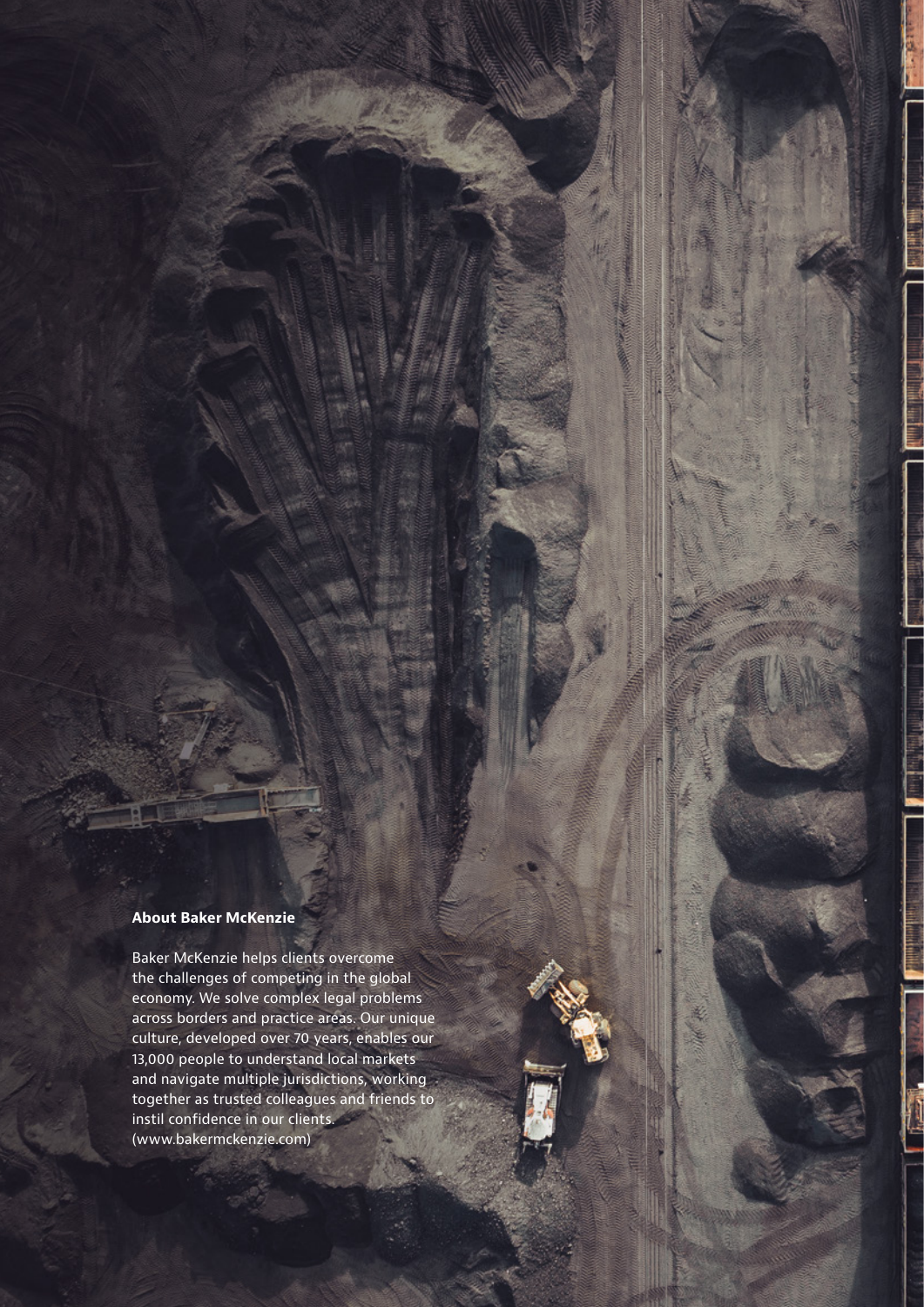**About Baker McKenzie**

Baker McKenzie helps clients overcome the challenges of competing in the global economy. We solve complex legal problems across borders and practice areas. Our unique culture, developed over 70 years, enables our 13,000 people to understand local markets and navigate multiple jurisdictions, working together as trusted colleagues and friends to instil confidence in our clients. (www.bakermckenzie.com)